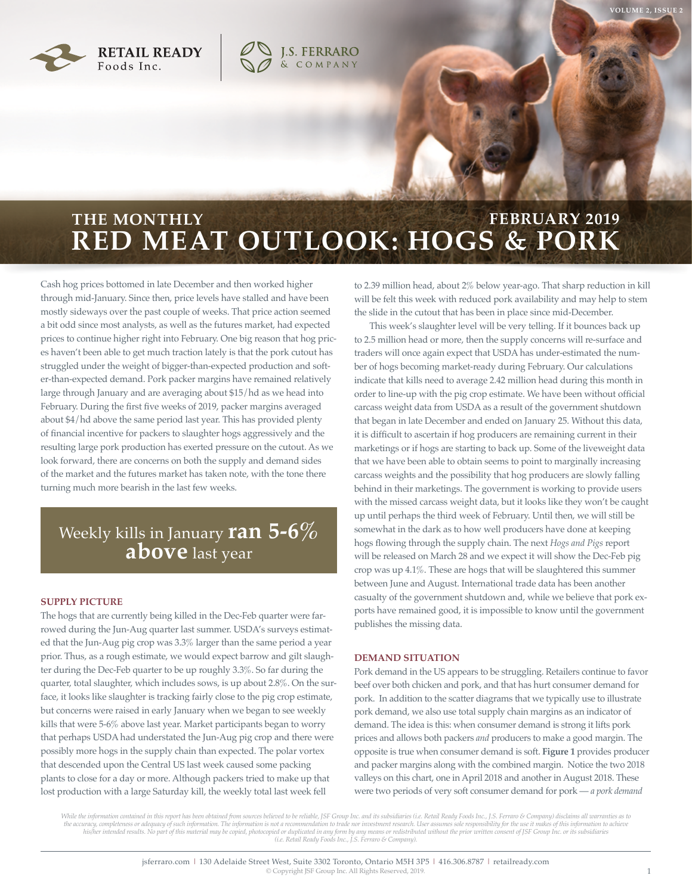RETAIL READY Foods Inc.

J.S. FERRARO & COMPANY

# THE MONTHLY RED MEAT OUTLOOK: HOGS & PORK

## FEBRUARY 2019

Cash hog prices bottomed in late December and then worked higher through mid-January. Since then, price levels have stalled and have been mostly sideways over the past couple of weeks. That price action seemed a bit odd since most analysts, as well as the futures market, had expected prices to continue higher right into February. One big reason that hog prices haven't been able to get much traction lately is that the pork cutout has struggled under the weight of bigger-than-expected production and softer-than-expected demand. Pork packer margins have remained relatively large through January and are averaging about $15/hd as we head into February. During the first five weeks of 2019, packer margins averaged about $4/hd above the same period last year. This has provided plenty of financial incentive for packers to slaughter hogs aggressively and the resulting large pork production has exerted pressure on the cutout. As we look forward, there are concerns on both the supply and demand sides of the market and the futures market has taken note, with the tone there turning much more bearish in the last few weeks.

> Weekly kills in January **ran 5-6% above** last year

### SUPPLY PICTURE

The hogs that are currently being killed in the Dec-Feb quarter were farrowed during the Jun-Aug quarter last summer. USDA's surveys estimated that the Jun-Aug pig crop was 3.3% larger than the same period a year prior. Thus, as a rough estimate, we would expect barrow and gilt slaughter during the Dec-Feb quarter to be up roughly 3.3%. So far during the quarter, total slaughter, which includes sows, is up about 2.8%. On the surface, it looks like slaughter is tracking fairly close to the pig crop estimate, but concerns were raised in early January when we began to see weekly kills that were 5-6% above last year. Market participants began to worry that perhaps USDA had understated the Jun-Aug pig crop and there were possibly more hogs in the supply chain than expected. The polar vortex that descended upon the Central US last week caused some packing plants to close for a day or more. Although packers tried to make up that lost production with a large Saturday kill, the weekly total last week fell to 2.39 million head, about 2% below year-ago. That sharp reduction in kill will be felt this week with reduced pork availability and may help to stem the slide in the cutout that has been in place since mid-December.

This week's slaughter level will be very telling. If it bounces back up to 2.5 million head or more, then the supply concerns will re-surface and traders will once again expect that USDA has under-estimated the number of hogs becoming market-ready during February. Our calculations indicate that kills need to average 2.42 million head during this month in order to line-up with the pig crop estimate. We have been without official carcass weight data from USDA as a result of the government shutdown that began in late December and ended on January 25. Without this data, it is difficult to ascertain if hog producers are remaining current in their marketings or if hogs are starting to back up. Some of the liveweight data that we have been able to obtain seems to point to marginally increasing carcass weights and the possibility that hog producers are slowly falling behind in their marketings. The government is working to provide users with the missed carcass weight data, but it looks like they won't be caught up until perhaps the third week of February. Until then, we will still be somewhat in the dark as to how well producers have done at keeping hogs flowing through the supply chain. The next *Hogs and Pigs* report will be released on March 28 and we expect it will show the Dec-Feb pig crop was up 4.1%. These are hogs that will be slaughtered this summer between June and August. International trade data has been another casualty of the government shutdown and, while we believe that pork exports have remained good, it is impossible to know until the government publishes the missing data.

### DEMAND SITUATION

Pork demand in the US appears to be struggling. Retailers continue to favor beef over both chicken and pork, and that has hurt consumer demand for pork. In addition to the scatter diagrams that we typically use to illustrate pork demand, we also use total supply chain margins as an indicator of demand. The idea is this: when consumer demand is strong it lifts pork prices and allows both packers *and* producers to make a good margin. The opposite is true when consumer demand is soft. **Figure 1** provides producer and packer margins along with the combined margin. Notice the two 2018 valleys on this chart, one in April 2018 and another in August 2018. These were two periods of very soft consumer demand for pork — *a pork demand*

*While the information contained in this report has been obtained from sources believed to be reliable, JSF Group Inc. and its subsidiaries (i.e. Retail Ready Foods Inc., J.S. Ferraro & Company) disclaims all warranties as to the accuracy, completeness or adequacy of such information. The information is not a recommendation to trade nor investment research. User assumes sole responsibility for the use it makes of this information to achieve his/her intended results. No part of this material may be copied, photocopied or duplicated in any form by any means or redistributed without the prior written consent of JSF Group Inc. or its subsidiaries (i.e. Retail Ready Foods Inc., J.S. Ferraro & Company).*

jsferraro.com | 130 Adelaide Street West, Suite 3302 Toronto, Ontario M5H 3P5 | 416.306.8787 | retailready.com
© Copyright JSF Group Inc. All Rights Reserved, 2019.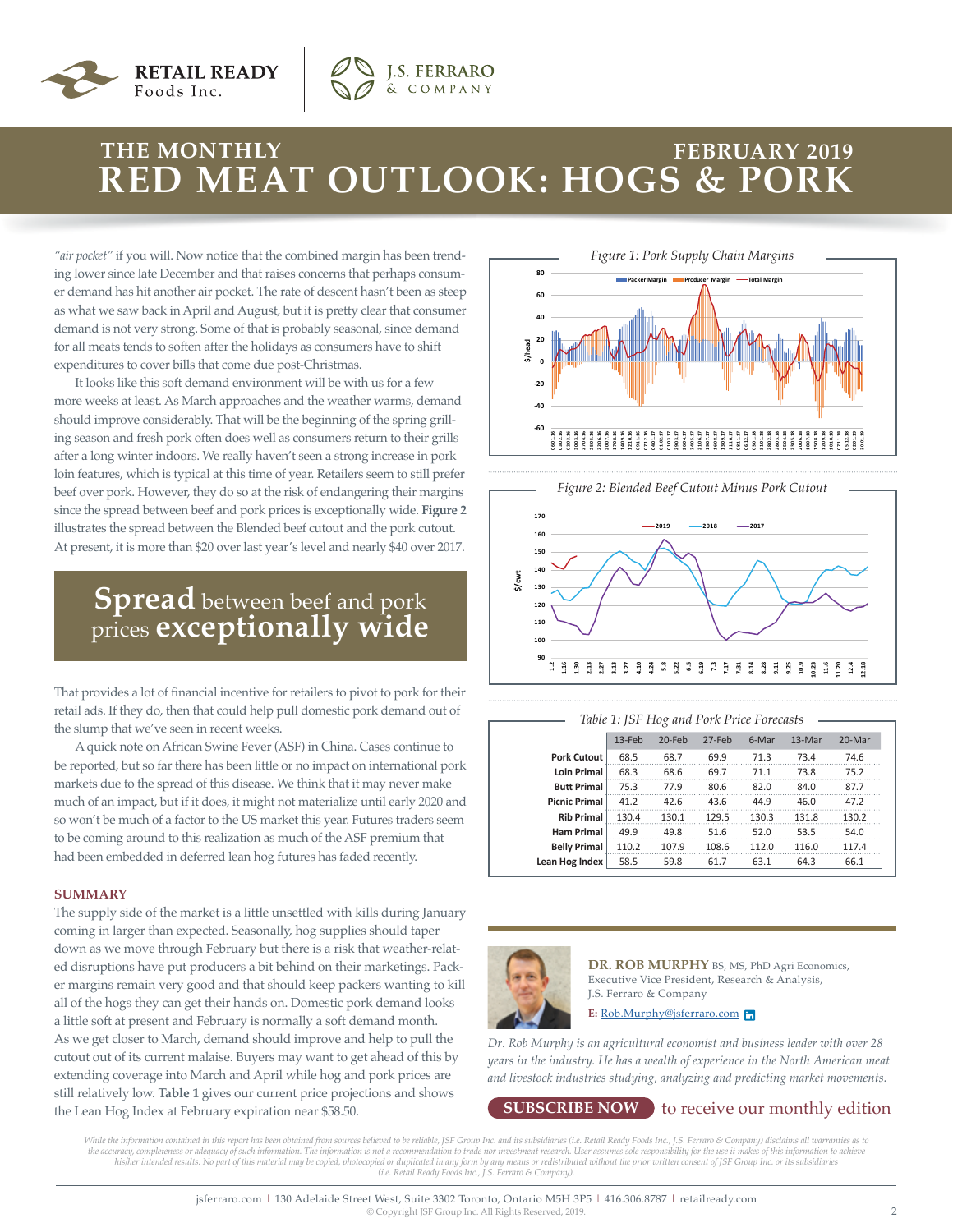# THE MONTHLY RED MEAT OUTLOOK: HOGS & PORK

FEBRUARY 2019

*"air pocket"* if you will. Now notice that the combined margin has been trending lower since late December and that raises concerns that perhaps consumer demand has hit another air pocket. The rate of descent hasn't been as steep as what we saw back in April and August, but it is pretty clear that consumer demand is not very strong. Some of that is probably seasonal, since demand for all meats tends to soften after the holidays as consumers have to shift expenditures to cover bills that come due post-Christmas.

It looks like this soft demand environment will be with us for a few more weeks at least. As March approaches and the weather warms, demand should improve considerably. That will be the beginning of the spring grilling season and fresh pork often does well as consumers return to their grills after a long winter indoors. We really haven't seen a strong increase in pork loin features, which is typical at this time of year. Retailers seem to still prefer beef over pork. However, they do so at the risk of endangering their margins since the spread between beef and pork prices is exceptionally wide. **Figure 2** illustrates the spread between the Blended beef cutout and the pork cutout. At present, it is more than $20 over last year's level and nearly $40 over 2017.

## Spread between beef and pork prices exceptionally wide

That provides a lot of financial incentive for retailers to pivot to pork for their retail ads. If they do, then that could help pull domestic pork demand out of the slump that we've seen in recent weeks.

A quick note on African Swine Fever (ASF) in China. Cases continue to be reported, but so far there has been little or no impact on international pork markets due to the spread of this disease. We think that it may never make much of an impact, but if it does, it might not materialize until early 2020 and so won't be much of a factor to the US market this year. Futures traders seem to be coming around to this realization as much of the ASF premium that had been embedded in deferred lean hog futures has faded recently.

### SUMMARY

The supply side of the market is a little unsettled with kills during January coming in larger than expected. Seasonally, hog supplies should taper down as we move through February but there is a risk that weather-related disruptions have put producers a bit behind on their marketings. Packer margins remain very good and that should keep packers wanting to kill all of the hogs they can get their hands on. Domestic pork demand looks a little soft at present and February is normally a soft demand month. As we get closer to March, demand should improve and help to pull the cutout out of its current malaise. Buyers may want to get ahead of this by extending coverage into March and April while hog and pork prices are still relatively low. **Table 1** gives our current price projections and shows the Lean Hog Index at February expiration near $58.50.

*Figure 1: Pork Supply Chain Margins*

Packer Margin
Producer Margin
Total Margin
$/head
80
60
40
20
0
-20
-40
-60

*Figure 2: Blended Beef Cutout Minus Pork Cutout*

2019
2018
2017
$/cwt
170
160
150
140
130
120
110
100
90
1.2 1.16 1.30 2.13 2.27 3.13 3.27 4.10 4.24 5.8 5.22 6.5 6.19 7.3 7.17 7.31 8.14 8.28 9.11 9.25 10.9 10.23 11.6 11.20 12.4 12.18

*Table 1: JSF Hog and Pork Price Forecasts*

| | 13-Feb | 20-Feb | 27-Feb | 6-Mar | 13-Mar | 20-Mar |
|---|---|---|---|---|---|---|
| Pork Cutout | 68.5 | 68.7 | 69.9 | 71.3 | 73.4 | 74.6 |
| Loin Primal | 68.3 | 68.6 | 69.7 | 71.1 | 73.8 | 75.2 |
| Butt Primal | 75.3 | 77.9 | 80.6 | 82.0 | 84.0 | 87.7 |
| Picnic Primal | 41.2 | 42.6 | 43.6 | 44.9 | 46.0 | 47.2 |
| Rib Primal | 130.4 | 130.1 | 129.5 | 130.3 | 131.8 | 130.2 |
| Ham Primal | 49.9 | 49.8 | 51.6 | 52.0 | 53.5 | 54.0 |
| Belly Primal | 110.2 | 107.9 | 108.6 | 112.0 | 116.0 | 117.4 |
| Lean Hog Index | 58.5 | 59.8 | 61.7 | 63.1 | 64.3 | 66.1 |

**DR. ROB MURPHY** BS, MS, PhD Agri Economics,
Executive Vice President, Research & Analysis,
J.S. Ferraro & Company

**E:** Rob.Murphy@jsferraro.com

*Dr. Rob Murphy is an agricultural economist and business leader with over 28 years in the industry. He has a wealth of experience in the North American meat and livestock industries studying, analyzing and predicting market movements.*

**SUBSCRIBE NOW** to receive our monthly edition

*While the information contained in this report has been obtained from sources believed to be reliable, JSF Group Inc. and its subsidiaries (i.e. Retail Ready Foods Inc., J.S. Ferraro & Company) disclaims all warranties as to the accuracy, completeness or adequacy of such information. The information is not a recommendation to trade nor investment research. User assumes sole responsibility for the use it makes of this information to achieve his/her intended results. No part of this material may be copied, photocopied or duplicated in any form by any means or redistributed without the prior written consent of JSF Group Inc. or its subsidiaries (i.e. Retail Ready Foods Inc., J.S. Ferraro & Company).*

jsferraro.com | 130 Adelaide Street West, Suite 3302 Toronto, Ontario M5H 3P5 | 416.306.8787 | retailready.com
© Copyright JSF Group Inc. All Rights Reserved, 2019.